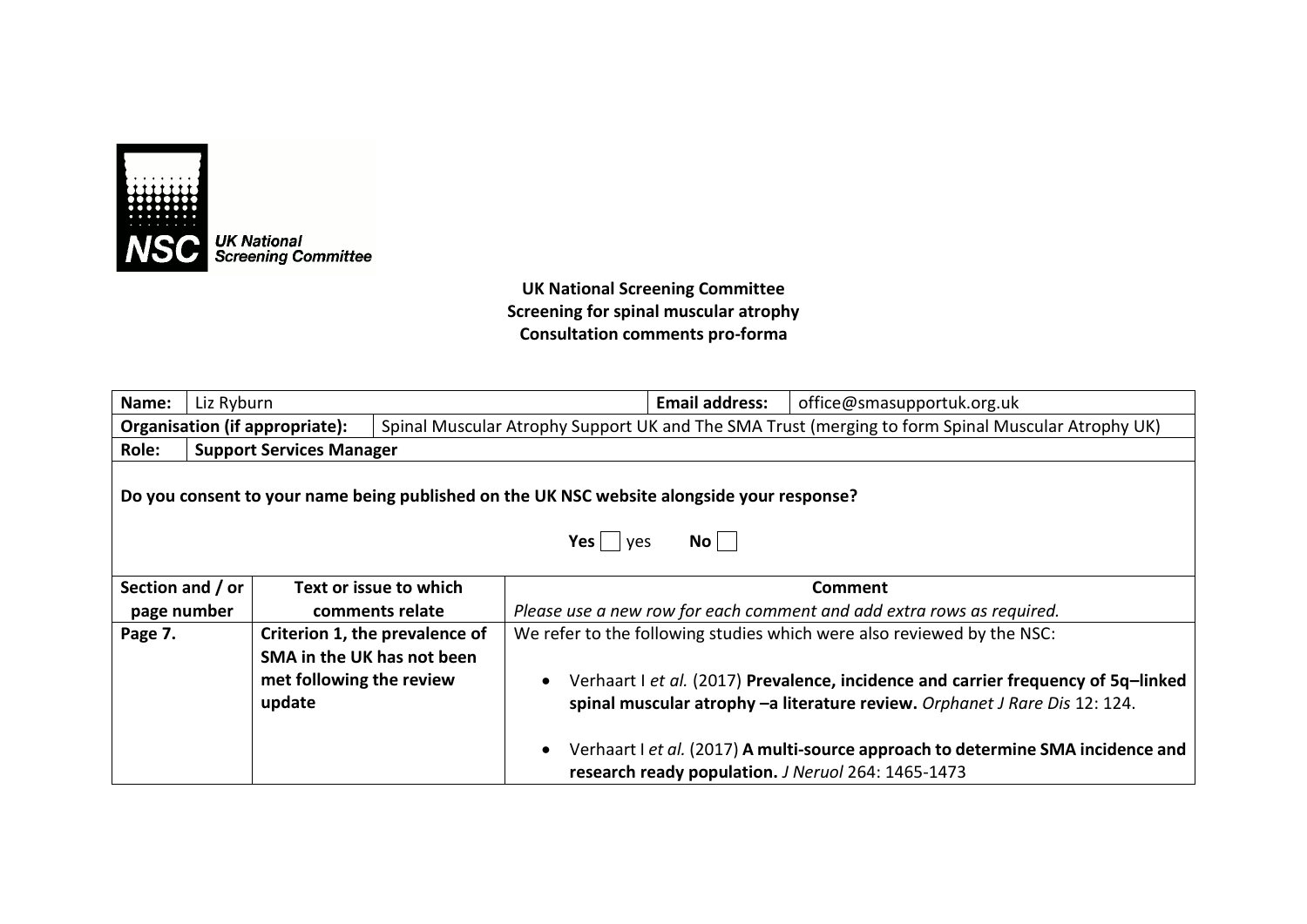UK National Screening Committee

**UK National Screening Committee**
**Screening for spinal muscular atrophy**
**Consultation comments pro-forma**

| | | | |
|---|---|---|---|
| **Name:** Liz Ryburn | | **Email address:** | office@smasupportuk.org.uk |
| **Organisation (if appropriate):** | Spinal Muscular Atrophy Support UK and The SMA Trust (merging to form Spinal Muscular Atrophy UK) | | |
| **Role:** | **Support Services Manager** | | |

**Do you consent to your name being published on the UK NSC website alongside your response?**

**Yes** ☐ yes **No** ☐

| Section and / or page number | Text or issue to which comments relate | Comment<br>*Please use a new row for each comment and add extra rows as required.* |
|---|---|---|
| **Page 7.** | **Criterion 1, the prevalence of SMA in the UK has not been met following the review update** | We refer to the following studies which were also reviewed by the NSC:<br><br>• Verhaart I *et al.* (2017) **Prevalence, incidence and carrier frequency of 5q–linked spinal muscular atrophy –a literature review.** *Orphanet J Rare Dis* 12: 124.<br><br>• Verhaart I *et al.* (2017) **A multi-source approach to determine SMA incidence and research ready population.** *J Neruol* 264: 1465-1473 |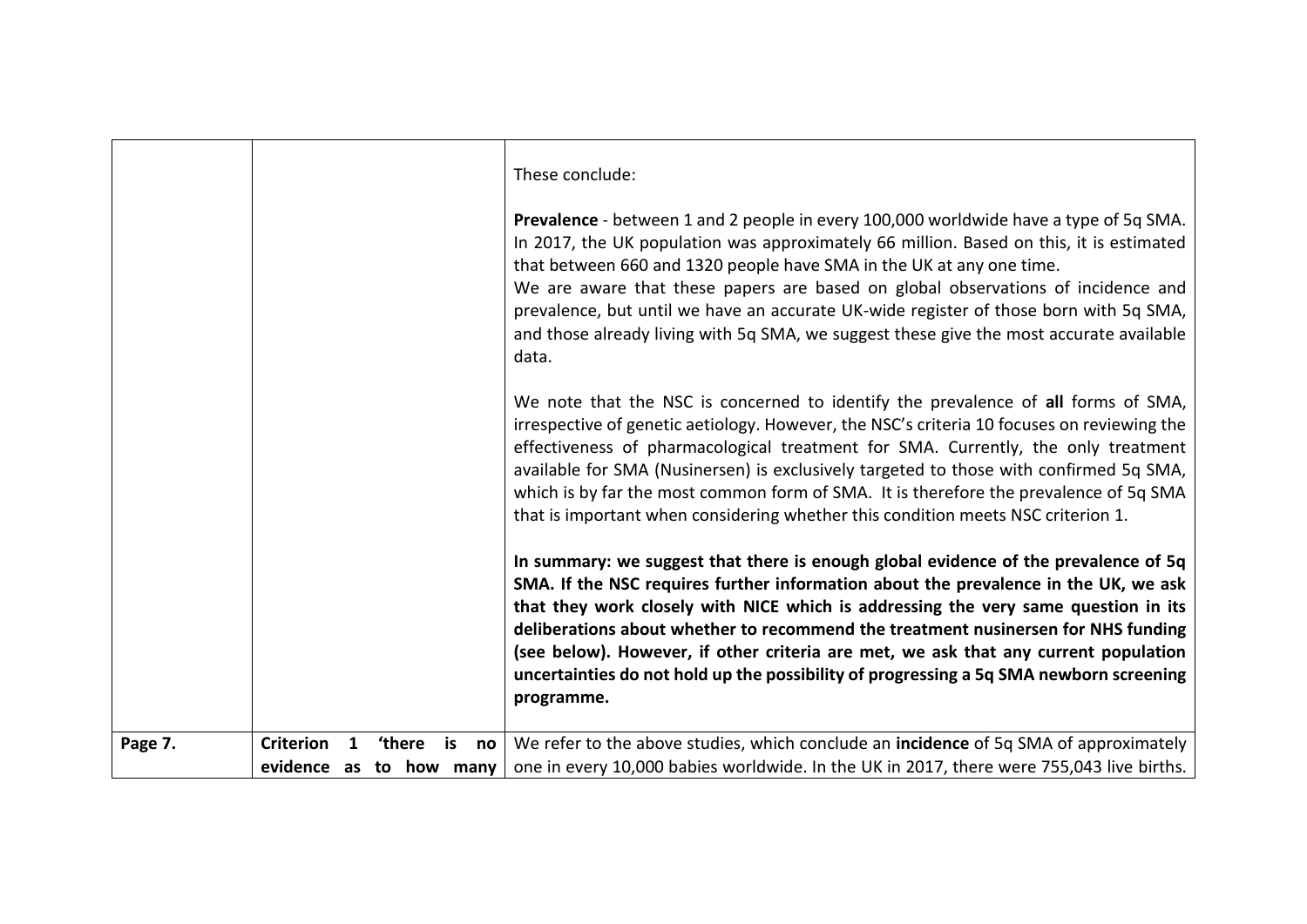| | | |
|---|---|---|
| | | These conclude:<br><br>**Prevalence** - between 1 and 2 people in every 100,000 worldwide have a type of 5q SMA. In 2017, the UK population was approximately 66 million. Based on this, it is estimated that between 660 and 1320 people have SMA in the UK at any one time.<br>We are aware that these papers are based on global observations of incidence and prevalence, but until we have an accurate UK-wide register of those born with 5q SMA, and those already living with 5q SMA, we suggest these give the most accurate available data.<br><br>We note that the NSC is concerned to identify the prevalence of **all** forms of SMA, irrespective of genetic aetiology. However, the NSC's criteria 10 focuses on reviewing the effectiveness of pharmacological treatment for SMA. Currently, the only treatment available for SMA (Nusinersen) is exclusively targeted to those with confirmed 5q SMA, which is by far the most common form of SMA. It is therefore the prevalence of 5q SMA that is important when considering whether this condition meets NSC criterion 1.<br><br>**In summary: we suggest that there is enough global evidence of the prevalence of 5q SMA. If the NSC requires further information about the prevalence in the UK, we ask that they work closely with NICE which is addressing the very same question in its deliberations about whether to recommend the treatment nusinersen for NHS funding (see below). However, if other criteria are met, we ask that any current population uncertainties do not hold up the possibility of progressing a 5q SMA newborn screening programme.** |
| **Page 7.** | **Criterion 1 'there is no evidence as to how many** | We refer to the above studies, which conclude an **incidence** of 5q SMA of approximately one in every 10,000 babies worldwide. In the UK in 2017, there were 755,043 live births. |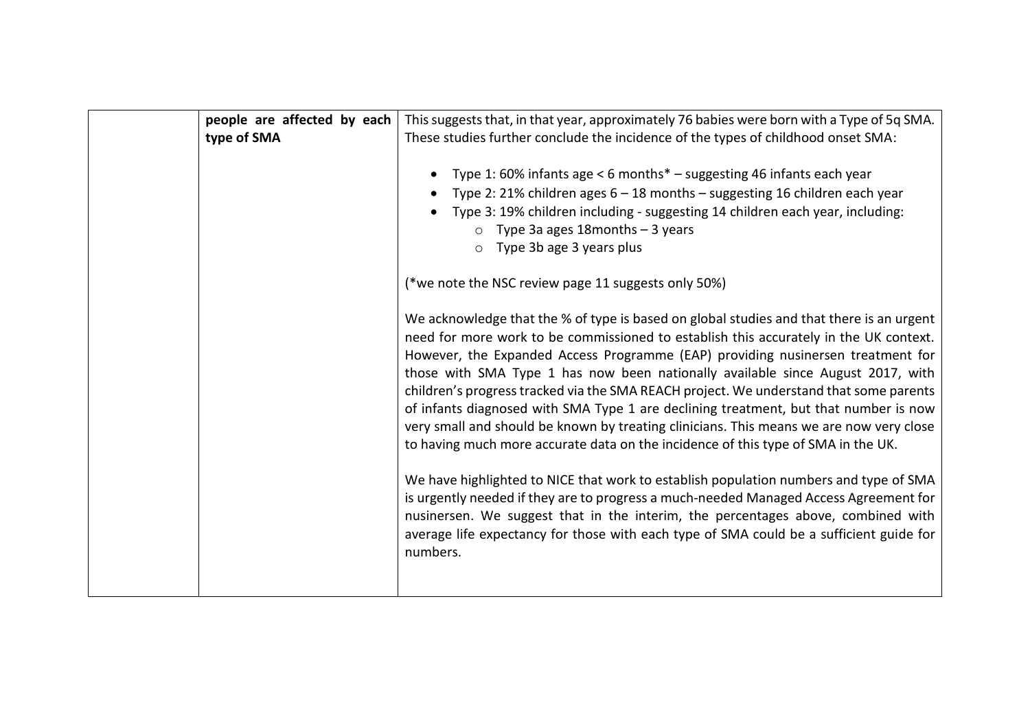| | | |
|---|---|---|
| | **people are affected by each type of SMA** | This suggests that, in that year, approximately 76 babies were born with a Type of 5q SMA. These studies further conclude the incidence of the types of childhood onset SMA:<br><br>• Type 1: 60% infants age < 6 months* – suggesting 46 infants each year<br>• Type 2: 21% children ages 6 – 18 months – suggesting 16 children each year<br>• Type 3: 19% children including - suggesting 14 children each year, including:<br>  ○ Type 3a ages 18months – 3 years<br>  ○ Type 3b age 3 years plus<br><br>(*we note the NSC review page 11 suggests only 50%)<br><br>We acknowledge that the % of type is based on global studies and that there is an urgent need for more work to be commissioned to establish this accurately in the UK context. However, the Expanded Access Programme (EAP) providing nusinersen treatment for those with SMA Type 1 has now been nationally available since August 2017, with children's progress tracked via the SMA REACH project. We understand that some parents of infants diagnosed with SMA Type 1 are declining treatment, but that number is now very small and should be known by treating clinicians. This means we are now very close to having much more accurate data on the incidence of this type of SMA in the UK.<br><br>We have highlighted to NICE that work to establish population numbers and type of SMA is urgently needed if they are to progress a much-needed Managed Access Agreement for nusinersen. We suggest that in the interim, the percentages above, combined with average life expectancy for those with each type of SMA could be a sufficient guide for numbers. |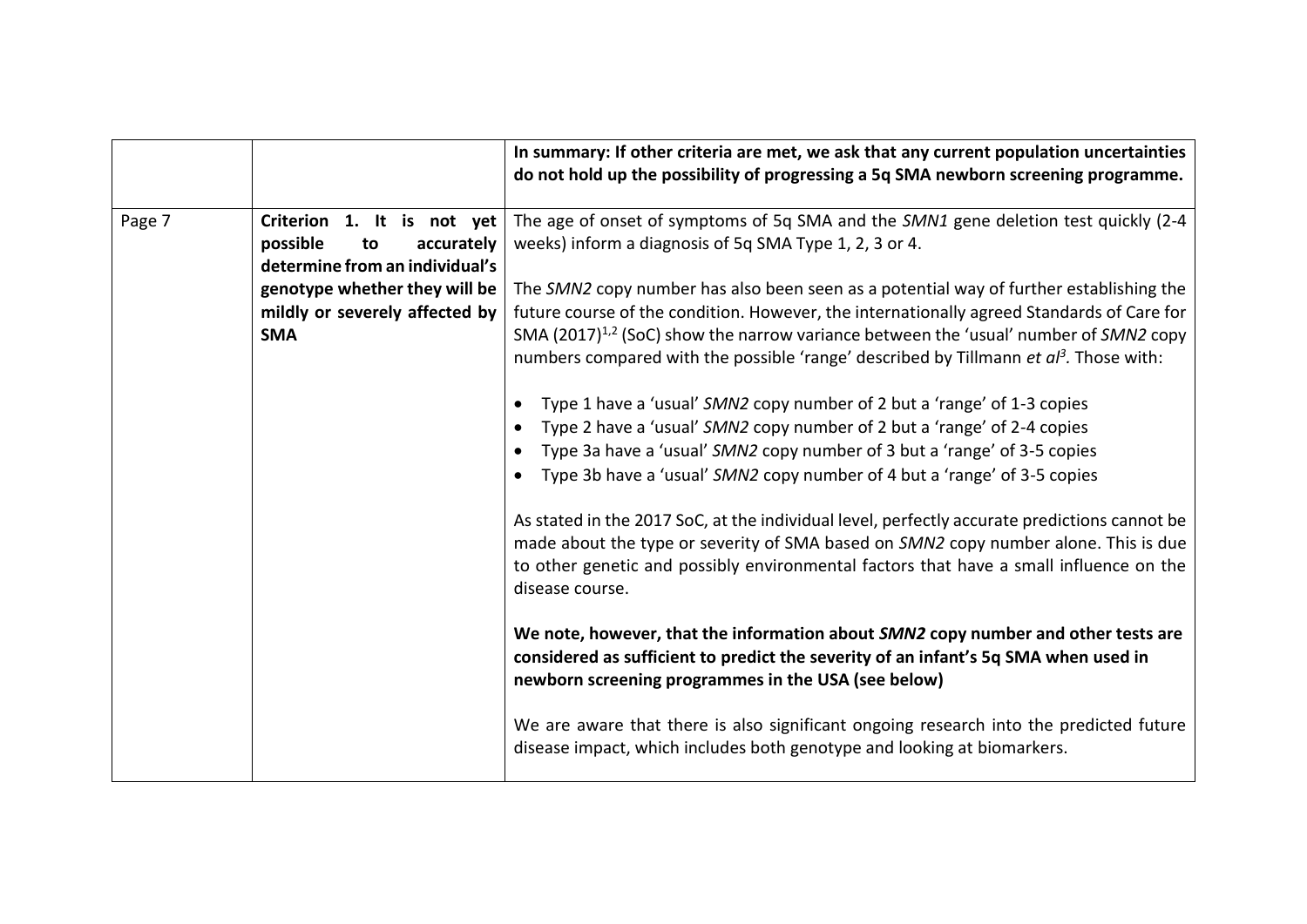| | | |
|---|---|---|
| | | **In summary: If other criteria are met, we ask that any current population uncertainties do not hold up the possibility of progressing a 5q SMA newborn screening programme.** |
| Page 7 | **Criterion 1. It is not yet possible to accurately determine from an individual's genotype whether they will be mildly or severely affected by SMA** | The age of onset of symptoms of 5q SMA and the *SMN1* gene deletion test quickly (2-4 weeks) inform a diagnosis of 5q SMA Type 1, 2, 3 or 4.<br><br>The *SMN2* copy number has also been seen as a potential way of further establishing the future course of the condition. However, the internationally agreed Standards of Care for SMA (2017)[1,2] (SoC) show the narrow variance between the 'usual' number of *SMN2* copy numbers compared with the possible 'range' described by Tillmann *et al*[3]. Those with:<br><br>• Type 1 have a 'usual' *SMN2* copy number of 2 but a 'range' of 1-3 copies<br>• Type 2 have a 'usual' *SMN2* copy number of 2 but a 'range' of 2-4 copies<br>• Type 3a have a 'usual' *SMN2* copy number of 3 but a 'range' of 3-5 copies<br>• Type 3b have a 'usual' *SMN2* copy number of 4 but a 'range' of 3-5 copies<br><br>As stated in the 2017 SoC, at the individual level, perfectly accurate predictions cannot be made about the type or severity of SMA based on *SMN2* copy number alone. This is due to other genetic and possibly environmental factors that have a small influence on the disease course.<br><br>**We note, however, that the information about *SMN2* copy number and other tests are considered as sufficient to predict the severity of an infant's 5q SMA when used in newborn screening programmes in the USA (see below)**<br><br>We are aware that there is also significant ongoing research into the predicted future disease impact, which includes both genotype and looking at biomarkers. |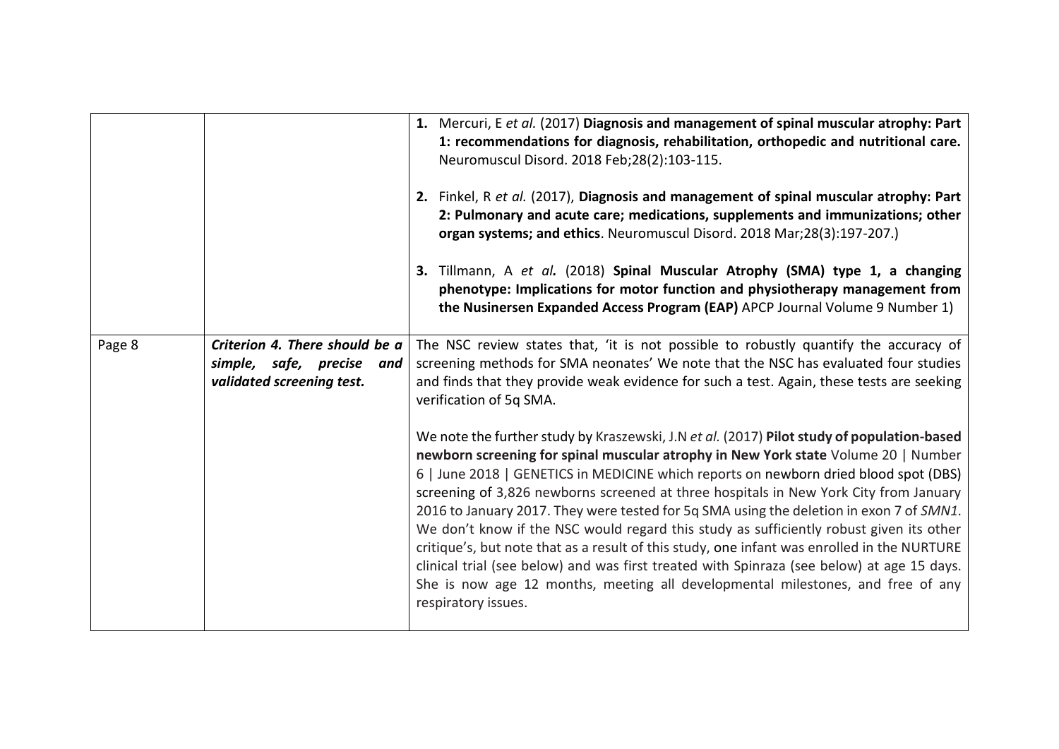| | | |
|---|---|---|
| | | 1. Mercuri, E *et al.* (2017) **Diagnosis and management of spinal muscular atrophy: Part 1: recommendations for diagnosis, rehabilitation, orthopedic and nutritional care.** Neuromuscul Disord. 2018 Feb;28(2):103-115.<br><br>2. Finkel, R *et al.* (2017), **Diagnosis and management of spinal muscular atrophy: Part 2: Pulmonary and acute care; medications, supplements and immunizations; other organ systems; and ethics**. Neuromuscul Disord. 2018 Mar;28(3):197-207.)<br><br>3. Tillmann, A *et al.* (2018) **Spinal Muscular Atrophy (SMA) type 1, a changing phenotype: Implications for motor function and physiotherapy management from the Nusinersen Expanded Access Program (EAP)** APCP Journal Volume 9 Number 1) |
| Page 8 | ***Criterion 4. There should be a simple, safe, precise and validated screening test.*** | The NSC review states that, 'it is not possible to robustly quantify the accuracy of screening methods for SMA neonates' We note that the NSC has evaluated four studies and finds that they provide weak evidence for such a test. Again, these tests are seeking verification of 5q SMA.<br><br>We note the further study by Kraszewski, J.N *et al.* (2017) **Pilot study of population-based newborn screening for spinal muscular atrophy in New York state** Volume 20 \| Number 6 \| June 2018 \| GENETICS in MEDICINE which reports on newborn dried blood spot (DBS) screening of 3,826 newborns screened at three hospitals in New York City from January 2016 to January 2017. They were tested for 5q SMA using the deletion in exon 7 of *SMN1*. We don't know if the NSC would regard this study as sufficiently robust given its other critique's, but note that as a result of this study, one infant was enrolled in the NURTURE clinical trial (see below) and was first treated with Spinraza (see below) at age 15 days. She is now age 12 months, meeting all developmental milestones, and free of any respiratory issues. |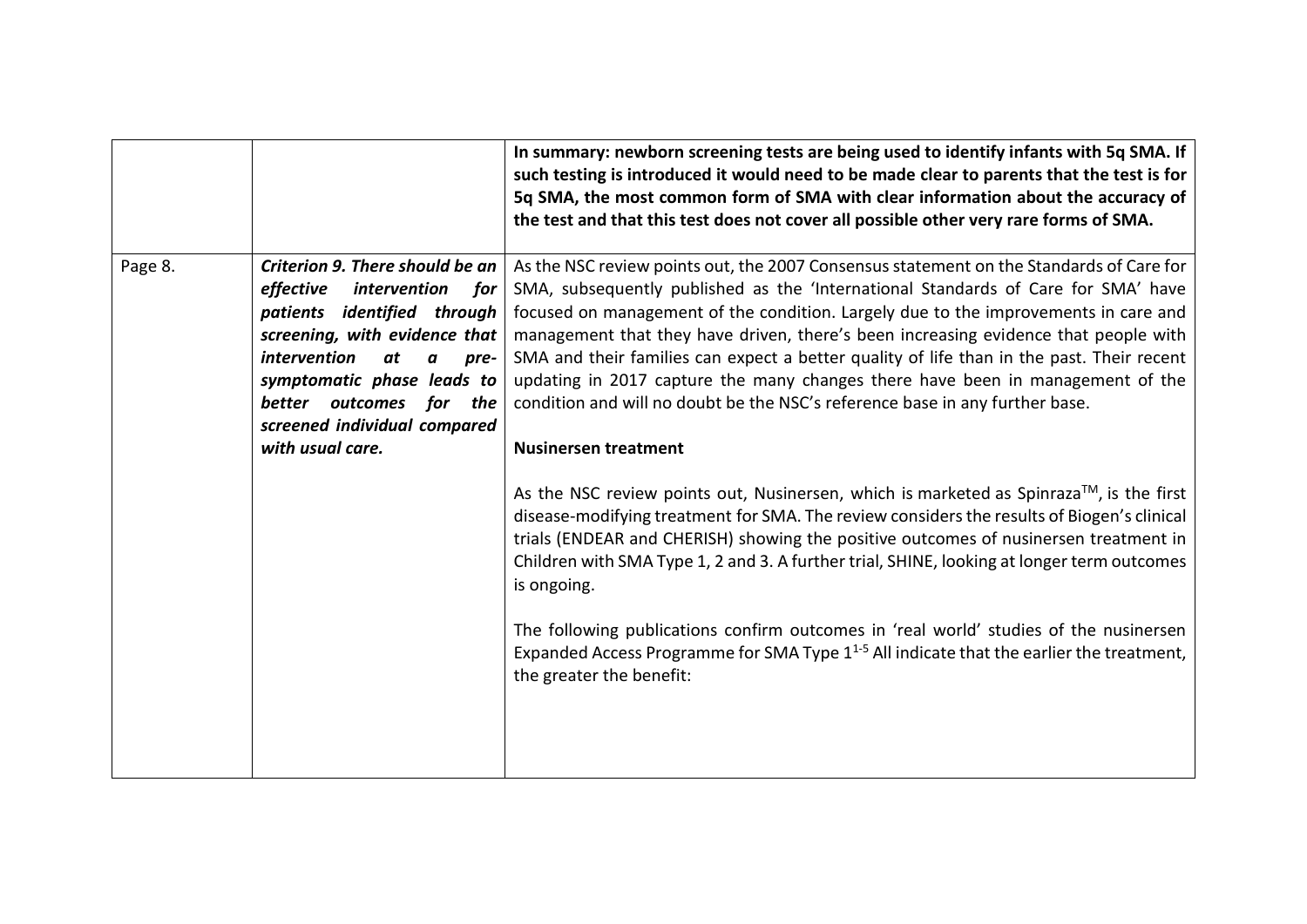| | | |
|---|---|---|
| | | **In summary: newborn screening tests are being used to identify infants with 5q SMA. If such testing is introduced it would need to be made clear to parents that the test is for 5q SMA, the most common form of SMA with clear information about the accuracy of the test and that this test does not cover all possible other very rare forms of SMA.** |
| Page 8. | ***Criterion 9. There should be an effective intervention for patients identified through screening, with evidence that intervention at a pre-symptomatic phase leads to better outcomes for the screened individual compared with usual care.*** | As the NSC review points out, the 2007 Consensus statement on the Standards of Care for SMA, subsequently published as the 'International Standards of Care for SMA' have focused on management of the condition. Largely due to the improvements in care and management that they have driven, there's been increasing evidence that people with SMA and their families can expect a better quality of life than in the past. Their recent updating in 2017 capture the many changes there have been in management of the condition and will no doubt be the NSC's reference base in any further base.<br><br>**Nusinersen treatment**<br><br>As the NSC review points out, Nusinersen, which is marketed as Spinraza™, is the first disease-modifying treatment for SMA. The review considers the results of Biogen's clinical trials (ENDEAR and CHERISH) showing the positive outcomes of nusinersen treatment in Children with SMA Type 1, 2 and 3. A further trial, SHINE, looking at longer term outcomes is ongoing.<br><br>The following publications confirm outcomes in 'real world' studies of the nusinersen Expanded Access Programme for SMA Type 1[1-5] All indicate that the earlier the treatment, the greater the benefit: |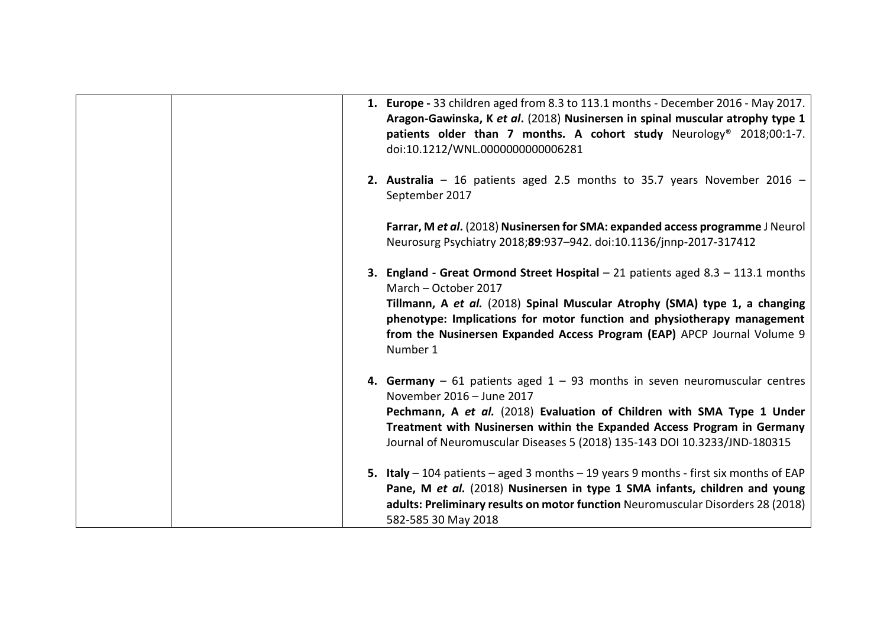| | | |
|---|---|---|
| | | 1. **Europe -** 33 children aged from 8.3 to 113.1 months - December 2016 - May 2017. **Aragon-Gawinska, K *et al*.** (2018) **Nusinersen in spinal muscular atrophy type 1 patients older than 7 months. A cohort study** Neurology® 2018;00:1-7. doi:10.1212/WNL.0000000000006281<br><br>2. **Australia** – 16 patients aged 2.5 months to 35.7 years November 2016 – September 2017<br><br>**Farrar, M *et al*.** (2018) **Nusinersen for SMA: expanded access programme** J Neurol Neurosurg Psychiatry 2018;**89**:937–942. doi:10.1136/jnnp-2017-317412<br><br>3. **England - Great Ormond Street Hospital** – 21 patients aged 8.3 – 113.1 months March – October 2017<br>**Tillmann, A *et al.*** (2018) **Spinal Muscular Atrophy (SMA) type 1, a changing phenotype: Implications for motor function and physiotherapy management from the Nusinersen Expanded Access Program (EAP)** APCP Journal Volume 9 Number 1<br><br>4. **Germany** – 61 patients aged 1 – 93 months in seven neuromuscular centres November 2016 – June 2017<br>**Pechmann, A *et al.*** (2018) **Evaluation of Children with SMA Type 1 Under Treatment with Nusinersen within the Expanded Access Program in Germany** Journal of Neuromuscular Diseases 5 (2018) 135-143 DOI 10.3233/JND-180315<br><br>5. **Italy** – 104 patients – aged 3 months – 19 years 9 months - first six months of EAP **Pane, M *et al.*** (2018) **Nusinersen in type 1 SMA infants, children and young adults: Preliminary results on motor function** Neuromuscular Disorders 28 (2018) 582-585 30 May 2018 |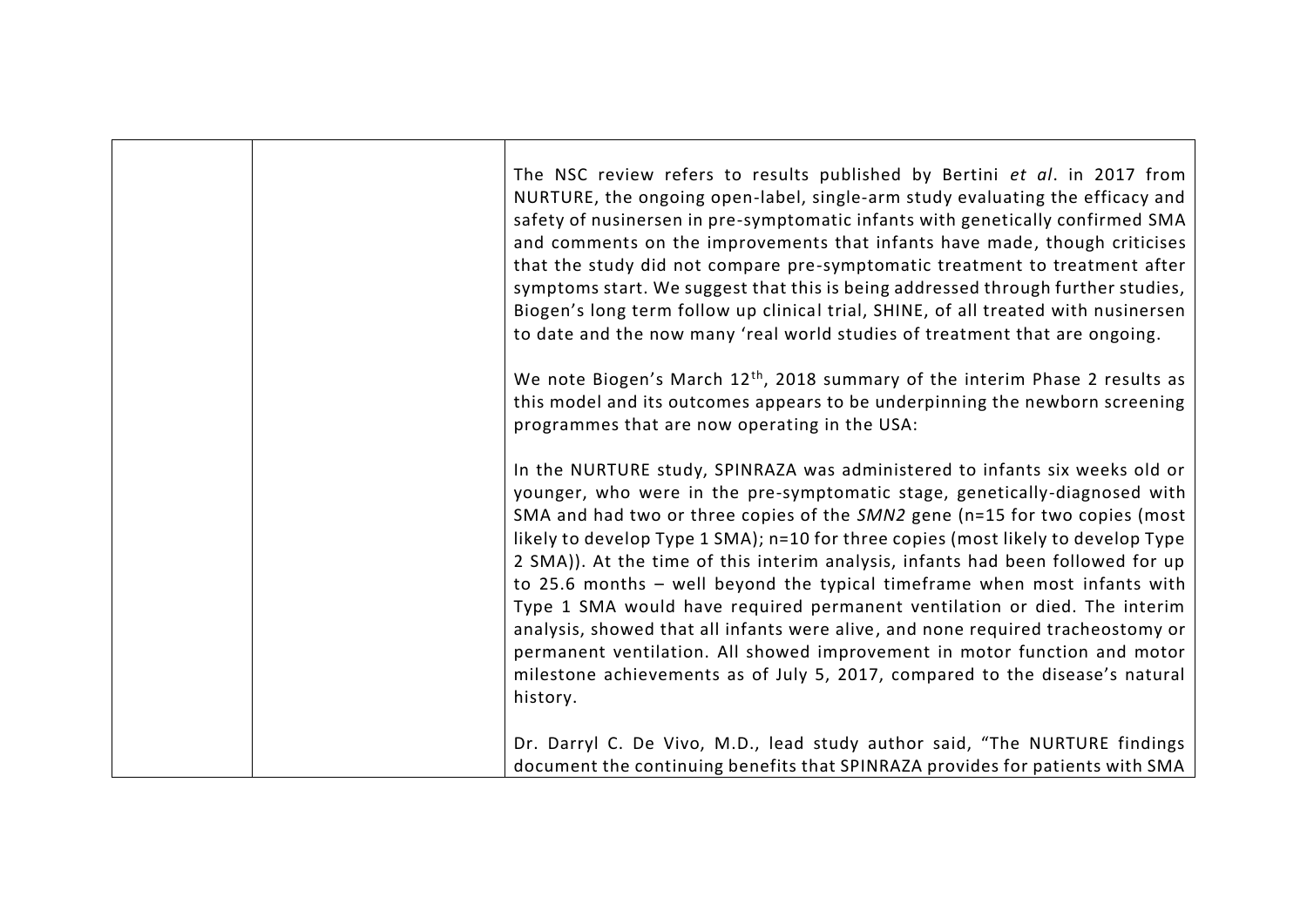| | | |
|---|---|---|
| | | The NSC review refers to results published by Bertini *et al*. in 2017 from NURTURE, the ongoing open-label, single-arm study evaluating the efficacy and safety of nusinersen in pre-symptomatic infants with genetically confirmed SMA and comments on the improvements that infants have made, though criticises that the study did not compare pre-symptomatic treatment to treatment after symptoms start. We suggest that this is being addressed through further studies, Biogen's long term follow up clinical trial, SHINE, of all treated with nusinersen to date and the now many 'real world studies of treatment that are ongoing.<br><br>We note Biogen's March 12th, 2018 summary of the interim Phase 2 results as this model and its outcomes appears to be underpinning the newborn screening programmes that are now operating in the USA:<br><br>In the NURTURE study, SPINRAZA was administered to infants six weeks old or younger, who were in the pre-symptomatic stage, genetically-diagnosed with SMA and had two or three copies of the *SMN2* gene (n=15 for two copies (most likely to develop Type 1 SMA); n=10 for three copies (most likely to develop Type 2 SMA)). At the time of this interim analysis, infants had been followed for up to 25.6 months – well beyond the typical timeframe when most infants with Type 1 SMA would have required permanent ventilation or died. The interim analysis, showed that all infants were alive, and none required tracheostomy or permanent ventilation. All showed improvement in motor function and motor milestone achievements as of July 5, 2017, compared to the disease's natural history.<br><br>Dr. Darryl C. De Vivo, M.D., lead study author said, "The NURTURE findings document the continuing benefits that SPINRAZA provides for patients with SMA |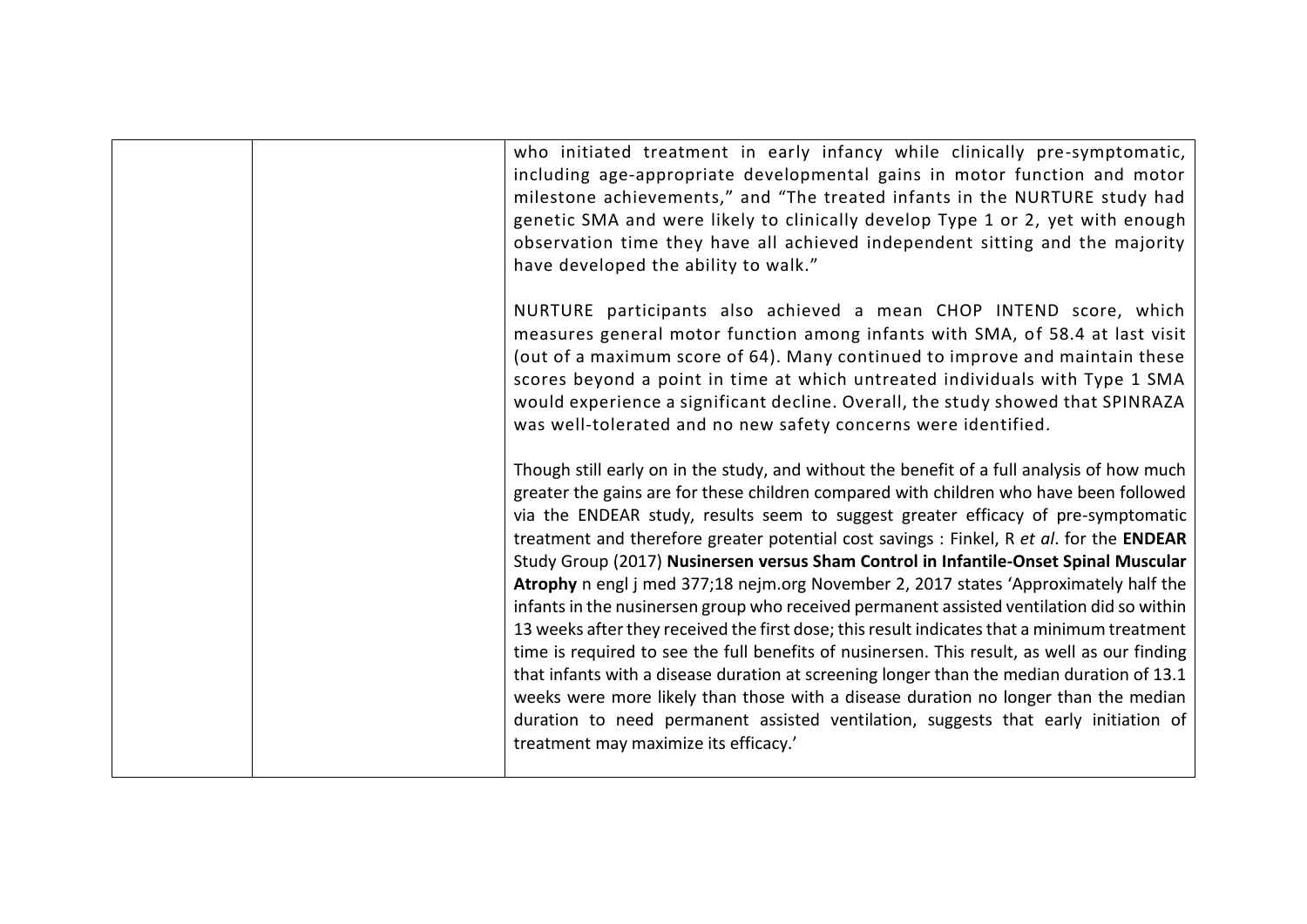| | | |
|---|---|---|
| | | who initiated treatment in early infancy while clinically pre-symptomatic, including age-appropriate developmental gains in motor function and motor milestone achievements," and "The treated infants in the NURTURE study had genetic SMA and were likely to clinically develop Type 1 or 2, yet with enough observation time they have all achieved independent sitting and the majority have developed the ability to walk."<br><br>NURTURE participants also achieved a mean CHOP INTEND score, which measures general motor function among infants with SMA, of 58.4 at last visit (out of a maximum score of 64). Many continued to improve and maintain these scores beyond a point in time at which untreated individuals with Type 1 SMA would experience a significant decline. Overall, the study showed that SPINRAZA was well-tolerated and no new safety concerns were identified.<br><br>Though still early on in the study, and without the benefit of a full analysis of how much greater the gains are for these children compared with children who have been followed via the ENDEAR study, results seem to suggest greater efficacy of pre-symptomatic treatment and therefore greater potential cost savings : Finkel, R *et al*. for the **ENDEAR** Study Group (2017) **Nusinersen versus Sham Control in Infantile-Onset Spinal Muscular Atrophy** n engl j med 377;18 nejm.org November 2, 2017 states 'Approximately half the infants in the nusinersen group who received permanent assisted ventilation did so within 13 weeks after they received the first dose; this result indicates that a minimum treatment time is required to see the full benefits of nusinersen. This result, as well as our finding that infants with a disease duration at screening longer than the median duration of 13.1 weeks were more likely than those with a disease duration no longer than the median duration to need permanent assisted ventilation, suggests that early initiation of treatment may maximize its efficacy.' |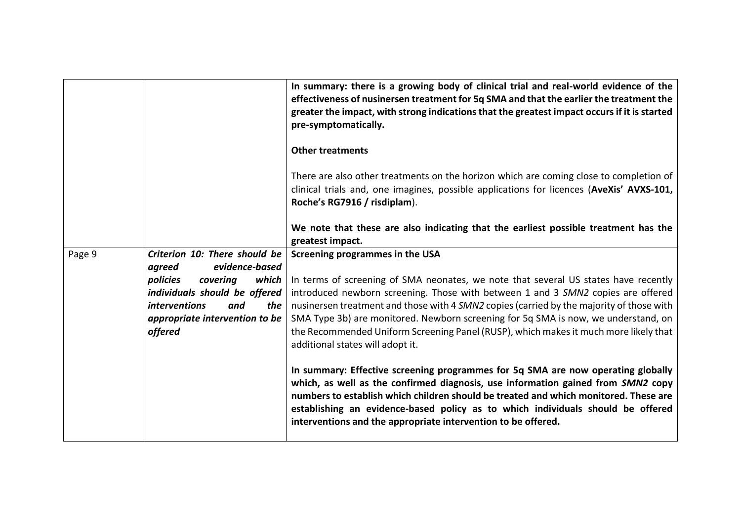| | | |
|---|---|---|
| | | **In summary: there is a growing body of clinical trial and real-world evidence of the effectiveness of nusinersen treatment for 5q SMA and that the earlier the treatment the greater the impact, with strong indications that the greatest impact occurs if it is started pre-symptomatically.**<br><br>**Other treatments**<br><br>There are also other treatments on the horizon which are coming close to completion of clinical trials and, one imagines, possible applications for licences (**AveXis' AVXS-101, Roche's RG7916 / risdiplam**).<br><br>**We note that these are also indicating that the earliest possible treatment has the greatest impact.** |
| Page 9 | ***Criterion 10: There should be agreed evidence-based policies covering which individuals should be offered interventions and the appropriate intervention to be offered*** | **Screening programmes in the USA**<br><br>In terms of screening of SMA neonates, we note that several US states have recently introduced newborn screening. Those with between 1 and 3 *SMN2* copies are offered nusinersen treatment and those with 4 *SMN2* copies (carried by the majority of those with SMA Type 3b) are monitored. Newborn screening for 5q SMA is now, we understand, on the Recommended Uniform Screening Panel (RUSP), which makes it much more likely that additional states will adopt it.<br><br>**In summary: Effective screening programmes for 5q SMA are now operating globally which, as well as the confirmed diagnosis, use information gained from *SMN2* copy numbers to establish which children should be treated and which monitored. These are establishing an evidence-based policy as to which individuals should be offered interventions and the appropriate intervention to be offered.** |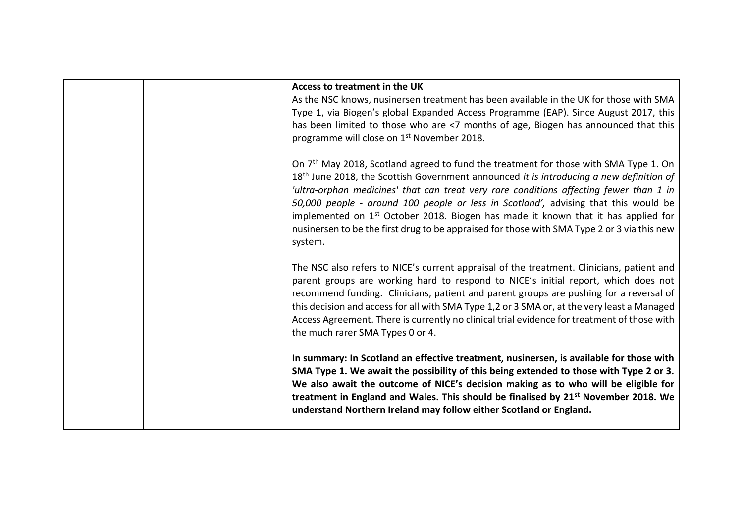| | | |
|---|---|---|
| | | **Access to treatment in the UK**<br>As the NSC knows, nusinersen treatment has been available in the UK for those with SMA Type 1, via Biogen's global Expanded Access Programme (EAP). Since August 2017, this has been limited to those who are <7 months of age, Biogen has announced that this programme will close on 1st November 2018.<br><br>On 7th May 2018, Scotland agreed to fund the treatment for those with SMA Type 1. On 18th June 2018, the Scottish Government announced *it is introducing a new definition of 'ultra-orphan medicines' that can treat very rare conditions affecting fewer than 1 in 50,000 people - around 100 people or less in Scotland',* advising that this would be implemented on 1st October 2018. Biogen has made it known that it has applied for nusinersen to be the first drug to be appraised for those with SMA Type 2 or 3 via this new system.<br><br>The NSC also refers to NICE's current appraisal of the treatment. Clinicians, patient and parent groups are working hard to respond to NICE's initial report, which does not recommend funding. Clinicians, patient and parent groups are pushing for a reversal of this decision and access for all with SMA Type 1,2 or 3 SMA or, at the very least a Managed Access Agreement. There is currently no clinical trial evidence for treatment of those with the much rarer SMA Types 0 or 4.<br><br>**In summary: In Scotland an effective treatment, nusinersen, is available for those with SMA Type 1. We await the possibility of this being extended to those with Type 2 or 3. We also await the outcome of NICE's decision making as to who will be eligible for treatment in England and Wales. This should be finalised by 21st November 2018. We understand Northern Ireland may follow either Scotland or England.** |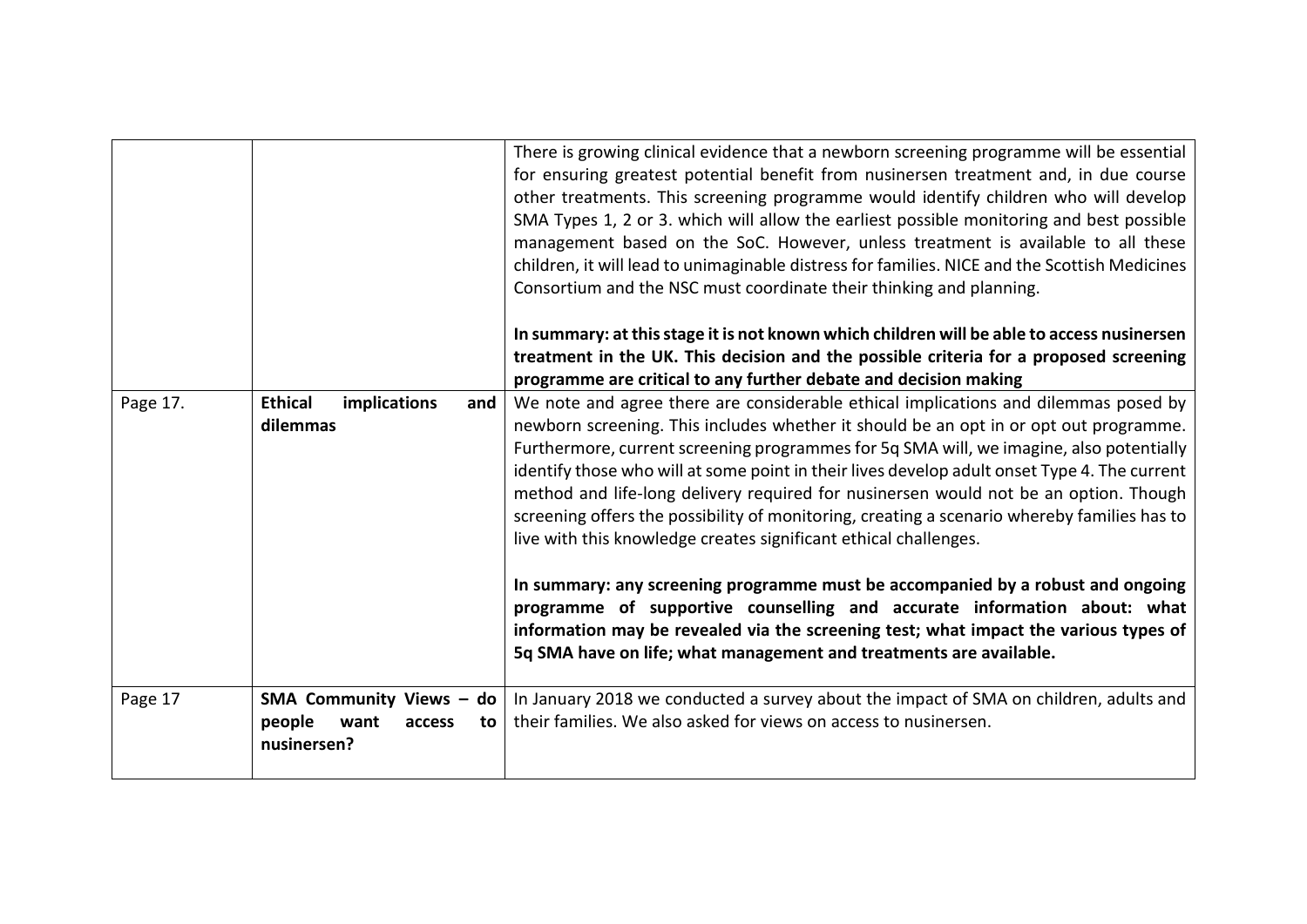| | | |
|---|---|---|
| | | There is growing clinical evidence that a newborn screening programme will be essential for ensuring greatest potential benefit from nusinersen treatment and, in due course other treatments. This screening programme would identify children who will develop SMA Types 1, 2 or 3. which will allow the earliest possible monitoring and best possible management based on the SoC. However, unless treatment is available to all these children, it will lead to unimaginable distress for families. NICE and the Scottish Medicines Consortium and the NSC must coordinate their thinking and planning.<br><br>**In summary: at this stage it is not known which children will be able to access nusinersen treatment in the UK. This decision and the possible criteria for a proposed screening programme are critical to any further debate and decision making** |
| Page 17. | **Ethical implications and dilemmas** | We note and agree there are considerable ethical implications and dilemmas posed by newborn screening. This includes whether it should be an opt in or opt out programme. Furthermore, current screening programmes for 5q SMA will, we imagine, also potentially identify those who will at some point in their lives develop adult onset Type 4. The current method and life-long delivery required for nusinersen would not be an option. Though screening offers the possibility of monitoring, creating a scenario whereby families has to live with this knowledge creates significant ethical challenges.<br><br>**In summary: any screening programme must be accompanied by a robust and ongoing programme of supportive counselling and accurate information about: what information may be revealed via the screening test; what impact the various types of 5q SMA have on life; what management and treatments are available.** |
| Page 17 | **SMA Community Views – do people want access to nusinersen?** | In January 2018 we conducted a survey about the impact of SMA on children, adults and their families. We also asked for views on access to nusinersen. |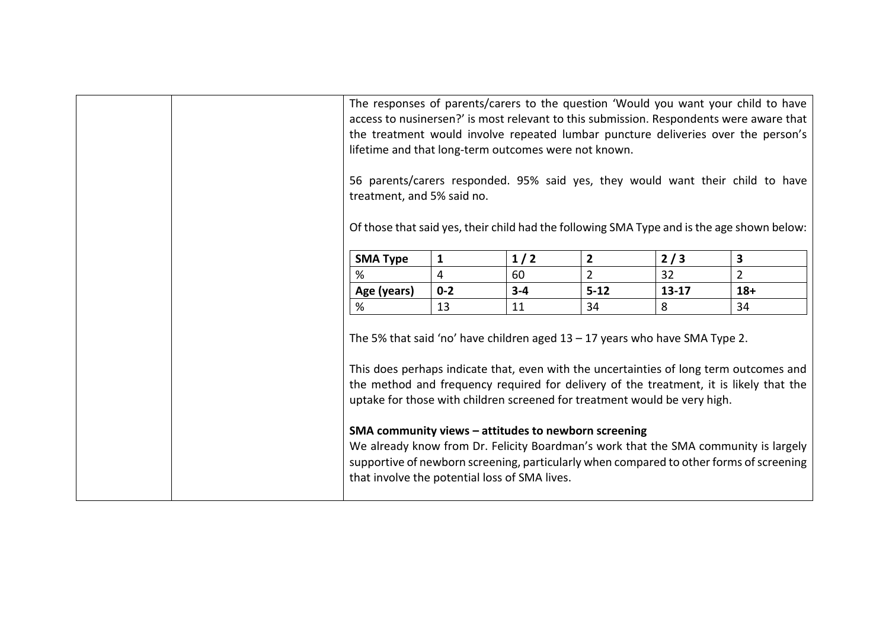The responses of parents/carers to the question 'Would you want your child to have access to nusinersen?' is most relevant to this submission. Respondents were aware that the treatment would involve repeated lumbar puncture deliveries over the person's lifetime and that long-term outcomes were not known.

56 parents/carers responded. 95% said yes, they would want their child to have treatment, and 5% said no.

Of those that said yes, their child had the following SMA Type and is the age shown below:

| **SMA Type** | **1** | **1 / 2** | **2** | **2 / 3** | **3** |
|---|---|---|---|---|---|
| % | 4 | 60 | 2 | 32 | 2 |
| **Age (years)** | **0-2** | **3-4** | **5-12** | **13-17** | **18+** |
| % | 13 | 11 | 34 | 8 | 34 |

The 5% that said 'no' have children aged 13 – 17 years who have SMA Type 2.

This does perhaps indicate that, even with the uncertainties of long term outcomes and the method and frequency required for delivery of the treatment, it is likely that the uptake for those with children screened for treatment would be very high.

**SMA community views – attitudes to newborn screening**

We already know from Dr. Felicity Boardman's work that the SMA community is largely supportive of newborn screening, particularly when compared to other forms of screening that involve the potential loss of SMA lives.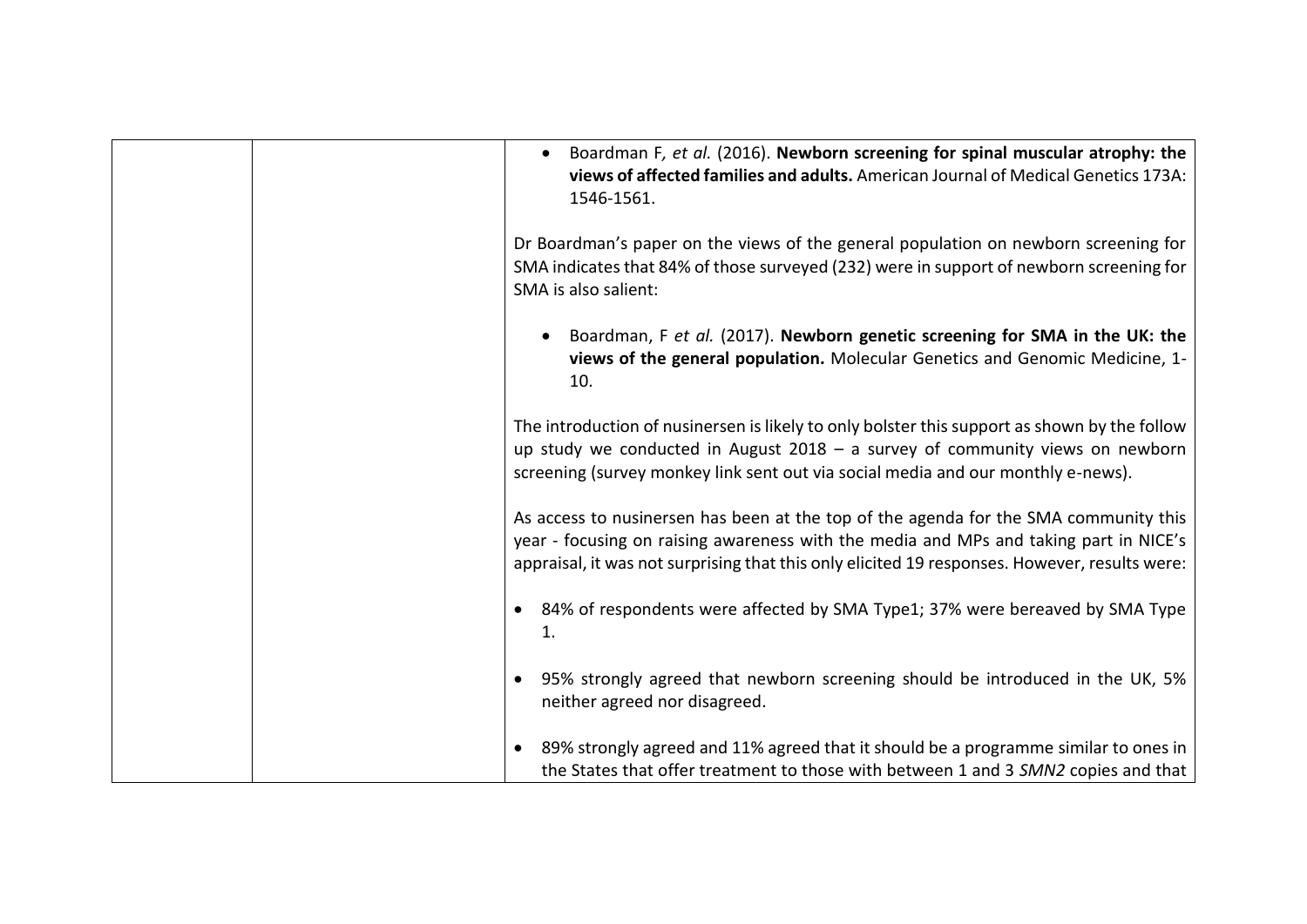| | | |
|---|---|---|
| | | • Boardman F, *et al.* (2016). **Newborn screening for spinal muscular atrophy: the views of affected families and adults.** American Journal of Medical Genetics 173A: 1546-1561.<br><br>Dr Boardman's paper on the views of the general population on newborn screening for SMA indicates that 84% of those surveyed (232) were in support of newborn screening for SMA is also salient:<br><br>• Boardman, F *et al.* (2017). **Newborn genetic screening for SMA in the UK: the views of the general population.** Molecular Genetics and Genomic Medicine, 1-10.<br><br>The introduction of nusinersen is likely to only bolster this support as shown by the follow up study we conducted in August 2018 – a survey of community views on newborn screening (survey monkey link sent out via social media and our monthly e-news).<br><br>As access to nusinersen has been at the top of the agenda for the SMA community this year - focusing on raising awareness with the media and MPs and taking part in NICE's appraisal, it was not surprising that this only elicited 19 responses. However, results were:<br><br>• 84% of respondents were affected by SMA Type1; 37% were bereaved by SMA Type 1.<br><br>• 95% strongly agreed that newborn screening should be introduced in the UK, 5% neither agreed nor disagreed.<br><br>• 89% strongly agreed and 11% agreed that it should be a programme similar to ones in the States that offer treatment to those with between 1 and 3 *SMN2* copies and that |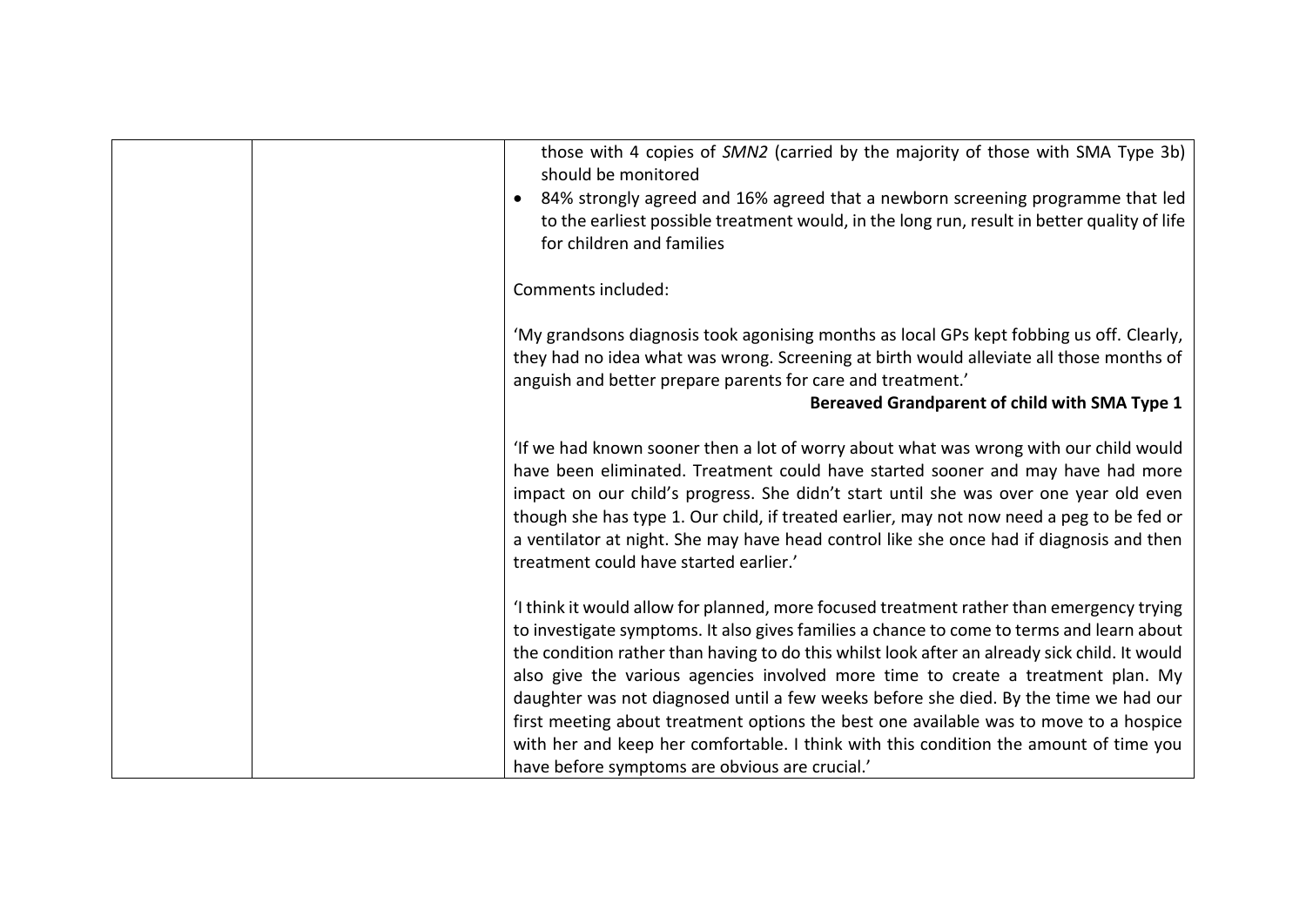| | | |
|---|---|---|
| | | those with 4 copies of *SMN2* (carried by the majority of those with SMA Type 3b) should be monitored<br>• 84% strongly agreed and 16% agreed that a newborn screening programme that led to the earliest possible treatment would, in the long run, result in better quality of life for children and families<br><br>Comments included:<br><br>'My grandsons diagnosis took agonising months as local GPs kept fobbing us off. Clearly, they had no idea what was wrong. Screening at birth would alleviate all those months of anguish and better prepare parents for care and treatment.'<br>**Bereaved Grandparent of child with SMA Type 1**<br><br>'If we had known sooner then a lot of worry about what was wrong with our child would have been eliminated. Treatment could have started sooner and may have had more impact on our child's progress. She didn't start until she was over one year old even though she has type 1. Our child, if treated earlier, may not now need a peg to be fed or a ventilator at night. She may have head control like she once had if diagnosis and then treatment could have started earlier.'<br><br>'I think it would allow for planned, more focused treatment rather than emergency trying to investigate symptoms. It also gives families a chance to come to terms and learn about the condition rather than having to do this whilst look after an already sick child. It would also give the various agencies involved more time to create a treatment plan. My daughter was not diagnosed until a few weeks before she died. By the time we had our first meeting about treatment options the best one available was to move to a hospice with her and keep her comfortable. I think with this condition the amount of time you have before symptoms are obvious are crucial.' |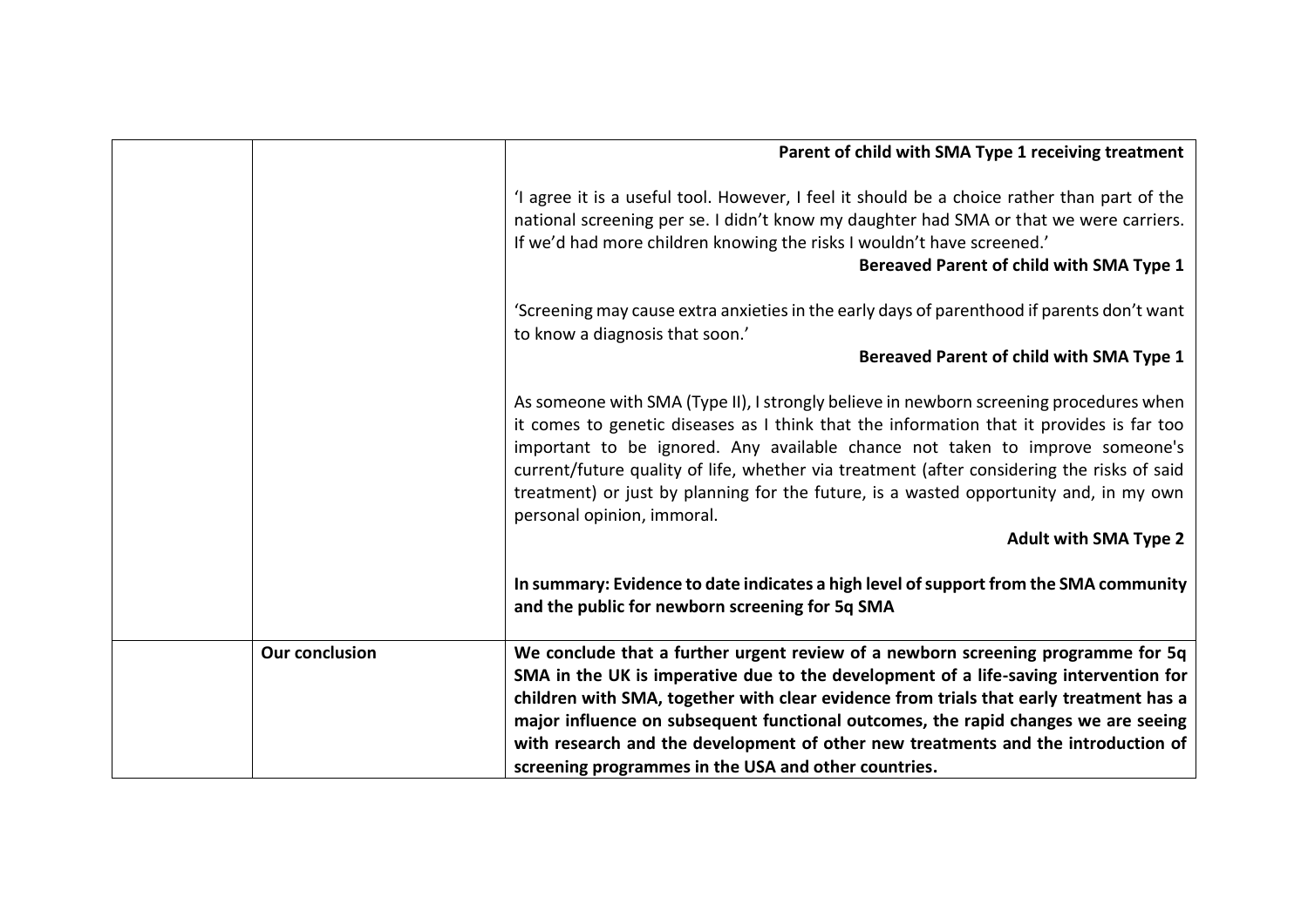| | | |
|---|---|---|
| | | **Parent of child with SMA Type 1 receiving treatment**<br><br>'I agree it is a useful tool. However, I feel it should be a choice rather than part of the national screening per se. I didn't know my daughter had SMA or that we were carriers. If we'd had more children knowing the risks I wouldn't have screened.'<br>**Bereaved Parent of child with SMA Type 1**<br><br>'Screening may cause extra anxieties in the early days of parenthood if parents don't want to know a diagnosis that soon.'<br>**Bereaved Parent of child with SMA Type 1**<br><br>As someone with SMA (Type II), I strongly believe in newborn screening procedures when it comes to genetic diseases as I think that the information that it provides is far too important to be ignored. Any available chance not taken to improve someone's current/future quality of life, whether via treatment (after considering the risks of said treatment) or just by planning for the future, is a wasted opportunity and, in my own personal opinion, immoral.<br>**Adult with SMA Type 2**<br><br>**In summary: Evidence to date indicates a high level of support from the SMA community and the public for newborn screening for 5q SMA** |
| | **Our conclusion** | **We conclude that a further urgent review of a newborn screening programme for 5q SMA in the UK is imperative due to the development of a life-saving intervention for children with SMA, together with clear evidence from trials that early treatment has a major influence on subsequent functional outcomes, the rapid changes we are seeing with research and the development of other new treatments and the introduction of screening programmes in the USA and other countries.** |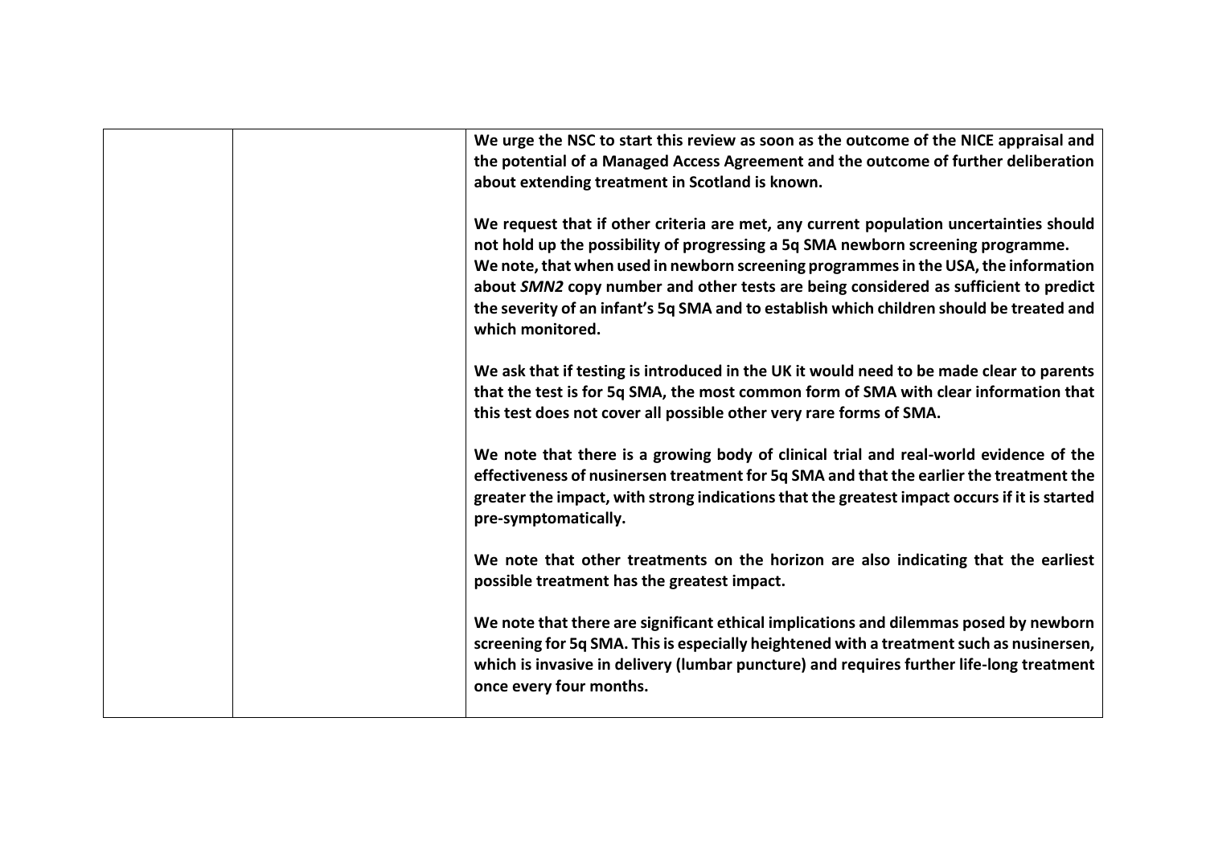| | | |
|---|---|---|
| | | **We urge the NSC to start this review as soon as the outcome of the NICE appraisal and the potential of a Managed Access Agreement and the outcome of further deliberation about extending treatment in Scotland is known.**<br><br>**We request that if other criteria are met, any current population uncertainties should not hold up the possibility of progressing a 5q SMA newborn screening programme. We note, that when used in newborn screening programmes in the USA, the information about *SMN2* copy number and other tests are being considered as sufficient to predict the severity of an infant's 5q SMA and to establish which children should be treated and which monitored.**<br><br>**We ask that if testing is introduced in the UK it would need to be made clear to parents that the test is for 5q SMA, the most common form of SMA with clear information that this test does not cover all possible other very rare forms of SMA.**<br><br>**We note that there is a growing body of clinical trial and real-world evidence of the effectiveness of nusinersen treatment for 5q SMA and that the earlier the treatment the greater the impact, with strong indications that the greatest impact occurs if it is started pre-symptomatically.**<br><br>**We note that other treatments on the horizon are also indicating that the earliest possible treatment has the greatest impact.**<br><br>**We note that there are significant ethical implications and dilemmas posed by newborn screening for 5q SMA. This is especially heightened with a treatment such as nusinersen, which is invasive in delivery (lumbar puncture) and requires further life-long treatment once every four months.** |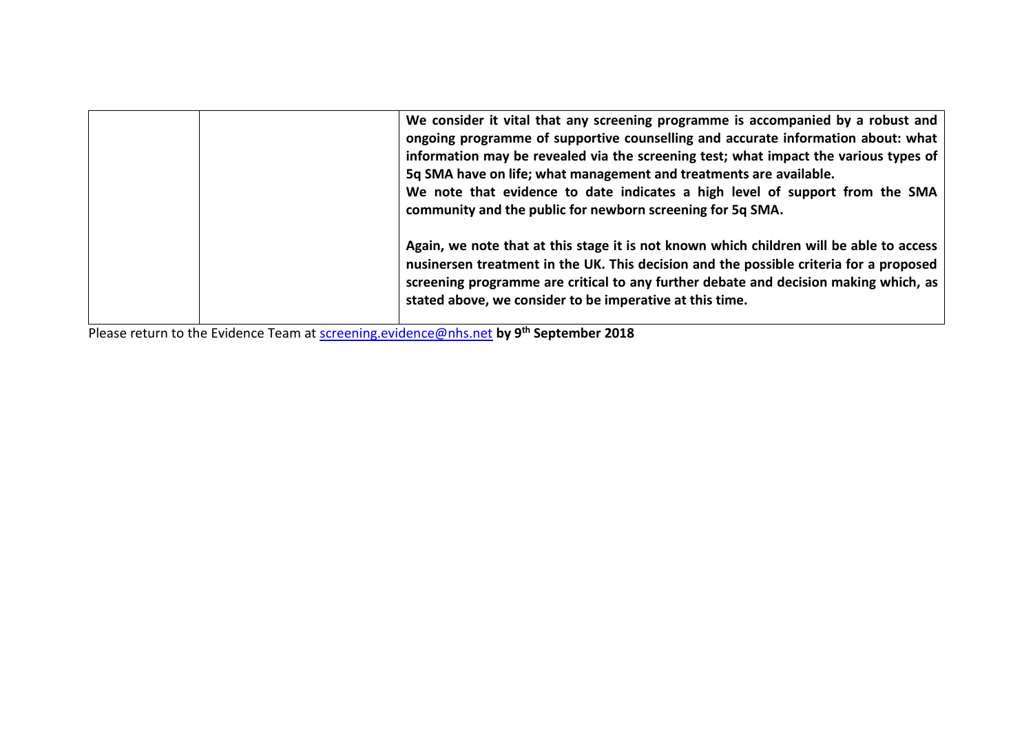| | | |
|---|---|---|
| | | **We consider it vital that any screening programme is accompanied by a robust and ongoing programme of supportive counselling and accurate information about: what information may be revealed via the screening test; what impact the various types of 5q SMA have on life; what management and treatments are available.**<br>**We note that evidence to date indicates a high level of support from the SMA community and the public for newborn screening for 5q SMA.**<br><br>**Again, we note that at this stage it is not known which children will be able to access nusinersen treatment in the UK. This decision and the possible criteria for a proposed screening programme are critical to any further debate and decision making which, as stated above, we consider to be imperative at this time.** |

Please return to the Evidence Team at screening.evidence@nhs.net **by 9th September 2018**